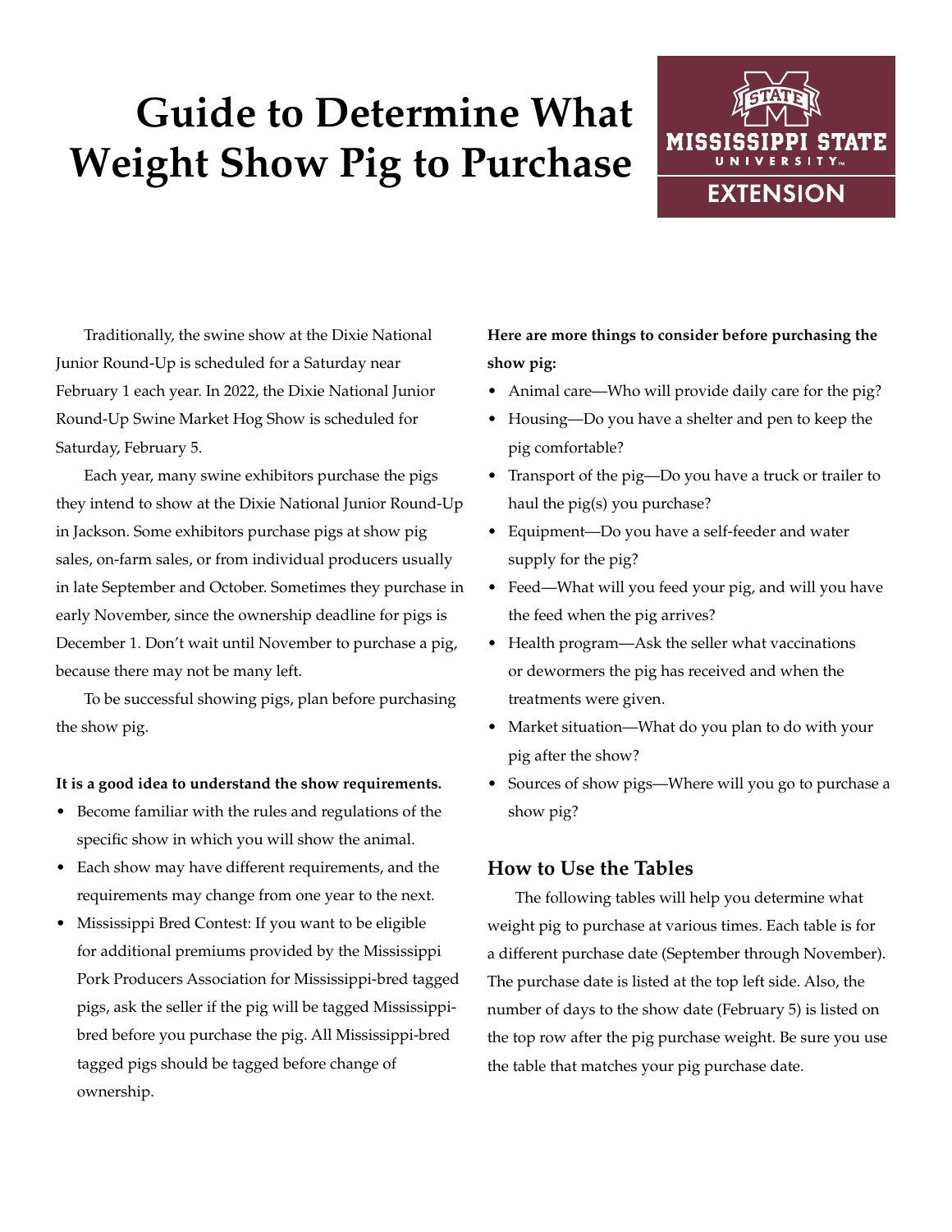# Guide to Determine What Weight Show Pig to Purchase

Traditionally, the swine show at the Dixie National Junior Round-Up is scheduled for a Saturday near February 1 each year. In 2022, the Dixie National Junior Round-Up Swine Market Hog Show is scheduled for Saturday, February 5.

Each year, many swine exhibitors purchase the pigs they intend to show at the Dixie National Junior Round-Up in Jackson. Some exhibitors purchase pigs at show pig sales, on-farm sales, or from individual producers usually in late September and October. Sometimes they purchase in early November, since the ownership deadline for pigs is December 1. Don't wait until November to purchase a pig, because there may not be many left.

To be successful showing pigs, plan before purchasing the show pig.

**It is a good idea to understand the show requirements.**

- Become familiar with the rules and regulations of the specific show in which you will show the animal.
- Each show may have different requirements, and the requirements may change from one year to the next.
- Mississippi Bred Contest: If you want to be eligible for additional premiums provided by the Mississippi Pork Producers Association for Mississippi-bred tagged pigs, ask the seller if the pig will be tagged Mississippi-bred before you purchase the pig. All Mississippi-bred tagged pigs should be tagged before change of ownership.

**Here are more things to consider before purchasing the show pig:**

- Animal care—Who will provide daily care for the pig?
- Housing—Do you have a shelter and pen to keep the pig comfortable?
- Transport of the pig—Do you have a truck or trailer to haul the pig(s) you purchase?
- Equipment—Do you have a self-feeder and water supply for the pig?
- Feed—What will you feed your pig, and will you have the feed when the pig arrives?
- Health program—Ask the seller what vaccinations or dewormers the pig has received and when the treatments were given.
- Market situation—What do you plan to do with your pig after the show?
- Sources of show pigs—Where will you go to purchase a show pig?

## How to Use the Tables

The following tables will help you determine what weight pig to purchase at various times. Each table is for a different purchase date (September through November). The purchase date is listed at the top left side. Also, the number of days to the show date (February 5) is listed on the top row after the pig purchase weight. Be sure you use the table that matches your pig purchase date.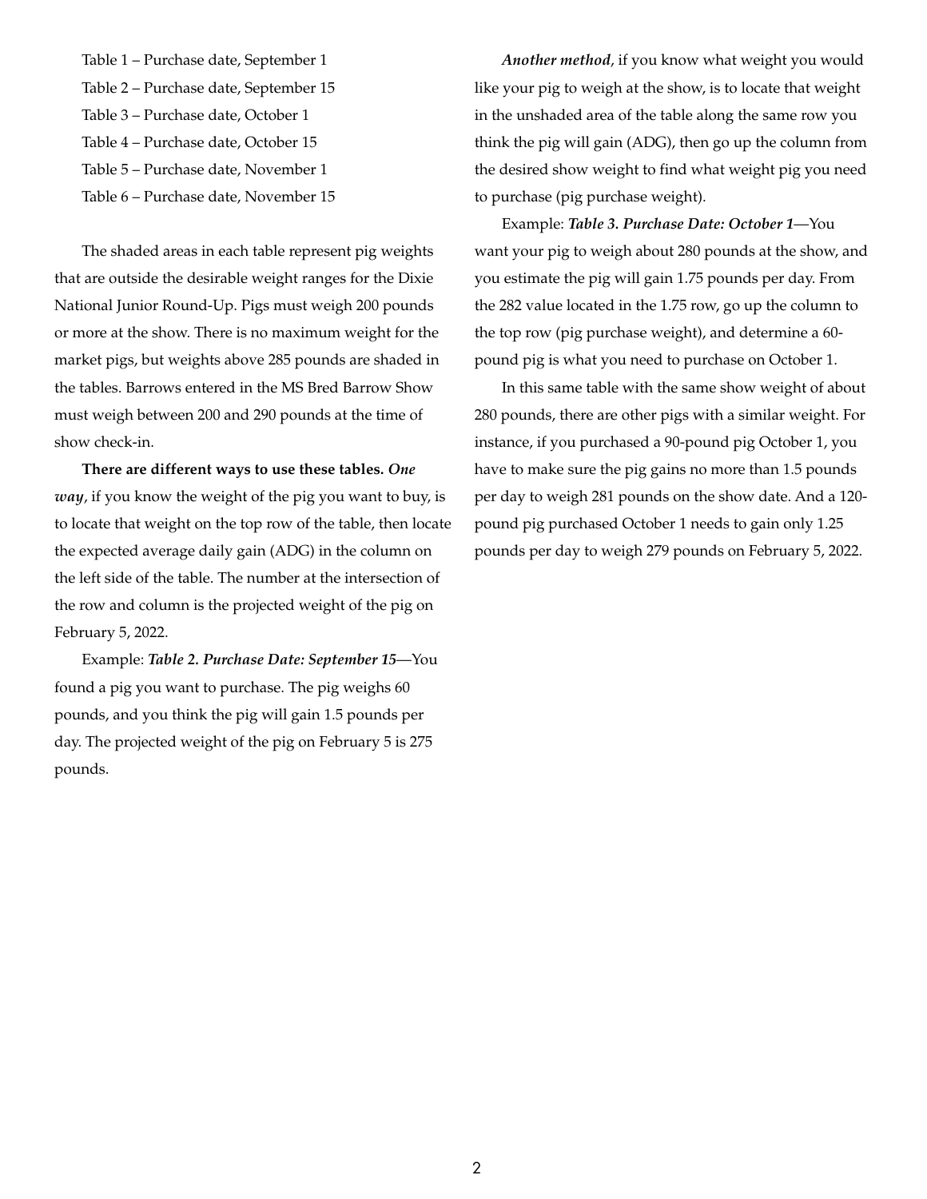Table 1 – Purchase date, September 1

Table 2 – Purchase date, September 15

Table 3 – Purchase date, October 1

Table 4 – Purchase date, October 15

Table 5 – Purchase date, November 1

Table 6 – Purchase date, November 15

The shaded areas in each table represent pig weights that are outside the desirable weight ranges for the Dixie National Junior Round-Up. Pigs must weigh 200 pounds or more at the show. There is no maximum weight for the market pigs, but weights above 285 pounds are shaded in the tables. Barrows entered in the MS Bred Barrow Show must weigh between 200 and 290 pounds at the time of show check-in.

**There are different ways to use these tables.** ***One way***, if you know the weight of the pig you want to buy, is to locate that weight on the top row of the table, then locate the expected average daily gain (ADG) in the column on the left side of the table. The number at the intersection of the row and column is the projected weight of the pig on February 5, 2022.

Example: ***Table 2. Purchase Date: September 15***—You found a pig you want to purchase. The pig weighs 60 pounds, and you think the pig will gain 1.5 pounds per day. The projected weight of the pig on February 5 is 275 pounds.

***Another method***, if you know what weight you would like your pig to weigh at the show, is to locate that weight in the unshaded area of the table along the same row you think the pig will gain (ADG), then go up the column from the desired show weight to find what weight pig you need to purchase (pig purchase weight).

Example: ***Table 3. Purchase Date: October 1***—You want your pig to weigh about 280 pounds at the show, and you estimate the pig will gain 1.75 pounds per day. From the 282 value located in the 1.75 row, go up the column to the top row (pig purchase weight), and determine a 60-pound pig is what you need to purchase on October 1.

In this same table with the same show weight of about 280 pounds, there are other pigs with a similar weight. For instance, if you purchased a 90-pound pig October 1, you have to make sure the pig gains no more than 1.5 pounds per day to weigh 281 pounds on the show date. And a 120-pound pig purchased October 1 needs to gain only 1.25 pounds per day to weigh 279 pounds on February 5, 2022.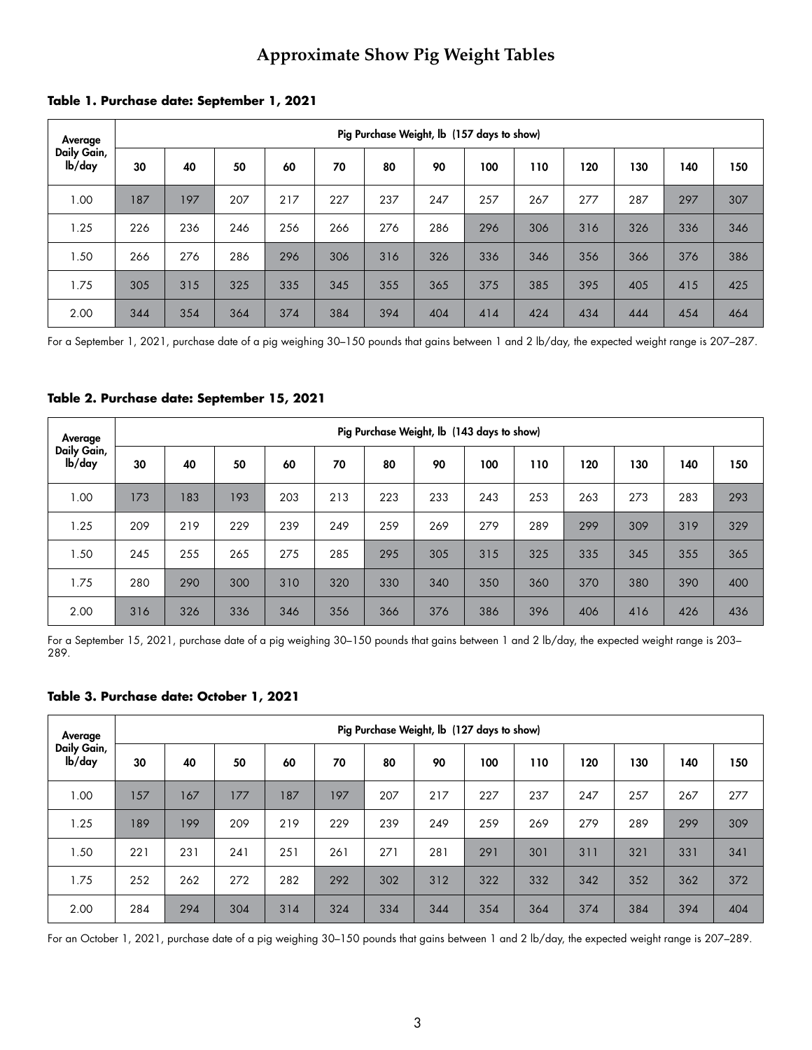# Approximate Show Pig Weight Tables

**Table 1. Purchase date: September 1, 2021**

| Average Daily Gain, lb/day | Pig Purchase Weight, lb (157 days to show) | | | | | | | | | | | | |
|---|---|---|---|---|---|---|---|---|---|---|---|---|---|
| | 30 | 40 | 50 | 60 | 70 | 80 | 90 | 100 | 110 | 120 | 130 | 140 | 150 |
| 1.00 | 187 | 197 | 207 | 217 | 227 | 237 | 247 | 257 | 267 | 277 | 287 | 297 | 307 |
| 1.25 | 226 | 236 | 246 | 256 | 266 | 276 | 286 | 296 | 306 | 316 | 326 | 336 | 346 |
| 1.50 | 266 | 276 | 286 | 296 | 306 | 316 | 326 | 336 | 346 | 356 | 366 | 376 | 386 |
| 1.75 | 305 | 315 | 325 | 335 | 345 | 355 | 365 | 375 | 385 | 395 | 405 | 415 | 425 |
| 2.00 | 344 | 354 | 364 | 374 | 384 | 394 | 404 | 414 | 424 | 434 | 444 | 454 | 464 |

For a September 1, 2021, purchase date of a pig weighing 30–150 pounds that gains between 1 and 2 lb/day, the expected weight range is 207–287.

**Table 2. Purchase date: September 15, 2021**

| Average Daily Gain, lb/day | Pig Purchase Weight, lb (143 days to show) | | | | | | | | | | | | |
|---|---|---|---|---|---|---|---|---|---|---|---|---|---|
| | 30 | 40 | 50 | 60 | 70 | 80 | 90 | 100 | 110 | 120 | 130 | 140 | 150 |
| 1.00 | 173 | 183 | 193 | 203 | 213 | 223 | 233 | 243 | 253 | 263 | 273 | 283 | 293 |
| 1.25 | 209 | 219 | 229 | 239 | 249 | 259 | 269 | 279 | 289 | 299 | 309 | 319 | 329 |
| 1.50 | 245 | 255 | 265 | 275 | 285 | 295 | 305 | 315 | 325 | 335 | 345 | 355 | 365 |
| 1.75 | 280 | 290 | 300 | 310 | 320 | 330 | 340 | 350 | 360 | 370 | 380 | 390 | 400 |
| 2.00 | 316 | 326 | 336 | 346 | 356 | 366 | 376 | 386 | 396 | 406 | 416 | 426 | 436 |

For a September 15, 2021, purchase date of a pig weighing 30–150 pounds that gains between 1 and 2 lb/day, the expected weight range is 203–289.

**Table 3. Purchase date: October 1, 2021**

| Average Daily Gain, lb/day | Pig Purchase Weight, lb (127 days to show) | | | | | | | | | | | | |
|---|---|---|---|---|---|---|---|---|---|---|---|---|---|
| | 30 | 40 | 50 | 60 | 70 | 80 | 90 | 100 | 110 | 120 | 130 | 140 | 150 |
| 1.00 | 157 | 167 | 177 | 187 | 197 | 207 | 217 | 227 | 237 | 247 | 257 | 267 | 277 |
| 1.25 | 189 | 199 | 209 | 219 | 229 | 239 | 249 | 259 | 269 | 279 | 289 | 299 | 309 |
| 1.50 | 221 | 231 | 241 | 251 | 261 | 271 | 281 | 291 | 301 | 311 | 321 | 331 | 341 |
| 1.75 | 252 | 262 | 272 | 282 | 292 | 302 | 312 | 322 | 332 | 342 | 352 | 362 | 372 |
| 2.00 | 284 | 294 | 304 | 314 | 324 | 334 | 344 | 354 | 364 | 374 | 384 | 394 | 404 |

For an October 1, 2021, purchase date of a pig weighing 30–150 pounds that gains between 1 and 2 lb/day, the expected weight range is 207–289.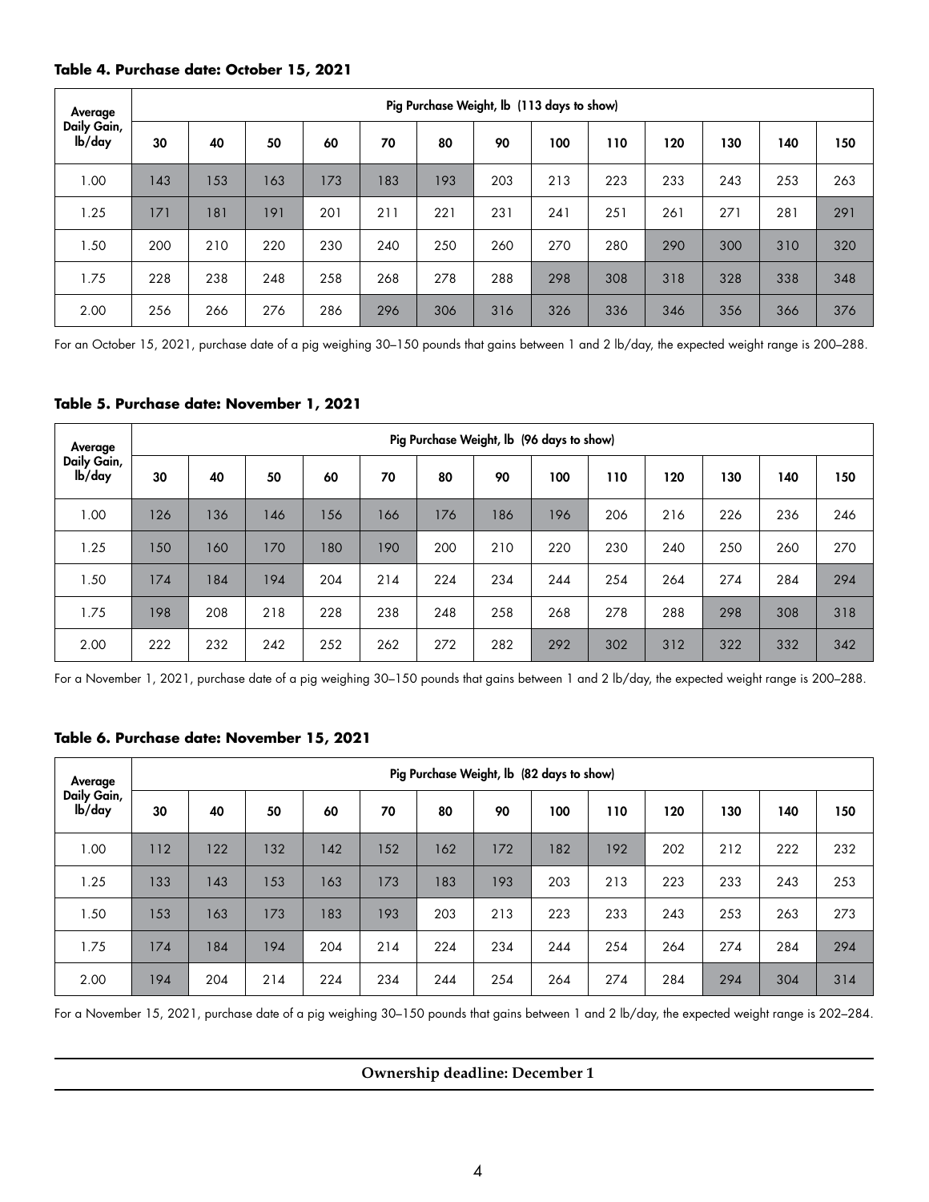**Table 4. Purchase date: October 15, 2021**

| Average Daily Gain, lb/day | Pig Purchase Weight, lb (113 days to show) | | | | | | | | | | | | |
|---|---|---|---|---|---|---|---|---|---|---|---|---|---|
| | 30 | 40 | 50 | 60 | 70 | 80 | 90 | 100 | 110 | 120 | 130 | 140 | 150 |
| 1.00 | 143 | 153 | 163 | 173 | 183 | 193 | 203 | 213 | 223 | 233 | 243 | 253 | 263 |
| 1.25 | 171 | 181 | 191 | 201 | 211 | 221 | 231 | 241 | 251 | 261 | 271 | 281 | 291 |
| 1.50 | 200 | 210 | 220 | 230 | 240 | 250 | 260 | 270 | 280 | 290 | 300 | 310 | 320 |
| 1.75 | 228 | 238 | 248 | 258 | 268 | 278 | 288 | 298 | 308 | 318 | 328 | 338 | 348 |
| 2.00 | 256 | 266 | 276 | 286 | 296 | 306 | 316 | 326 | 336 | 346 | 356 | 366 | 376 |

For an October 15, 2021, purchase date of a pig weighing 30–150 pounds that gains between 1 and 2 lb/day, the expected weight range is 200–288.

**Table 5. Purchase date: November 1, 2021**

| Average Daily Gain, lb/day | Pig Purchase Weight, lb (96 days to show) | | | | | | | | | | | | |
|---|---|---|---|---|---|---|---|---|---|---|---|---|---|
| | 30 | 40 | 50 | 60 | 70 | 80 | 90 | 100 | 110 | 120 | 130 | 140 | 150 |
| 1.00 | 126 | 136 | 146 | 156 | 166 | 176 | 186 | 196 | 206 | 216 | 226 | 236 | 246 |
| 1.25 | 150 | 160 | 170 | 180 | 190 | 200 | 210 | 220 | 230 | 240 | 250 | 260 | 270 |
| 1.50 | 174 | 184 | 194 | 204 | 214 | 224 | 234 | 244 | 254 | 264 | 274 | 284 | 294 |
| 1.75 | 198 | 208 | 218 | 228 | 238 | 248 | 258 | 268 | 278 | 288 | 298 | 308 | 318 |
| 2.00 | 222 | 232 | 242 | 252 | 262 | 272 | 282 | 292 | 302 | 312 | 322 | 332 | 342 |

For a November 1, 2021, purchase date of a pig weighing 30–150 pounds that gains between 1 and 2 lb/day, the expected weight range is 200–288.

**Table 6. Purchase date: November 15, 2021**

| Average Daily Gain, lb/day | Pig Purchase Weight, lb (82 days to show) | | | | | | | | | | | | |
|---|---|---|---|---|---|---|---|---|---|---|---|---|---|
| | 30 | 40 | 50 | 60 | 70 | 80 | 90 | 100 | 110 | 120 | 130 | 140 | 150 |
| 1.00 | 112 | 122 | 132 | 142 | 152 | 162 | 172 | 182 | 192 | 202 | 212 | 222 | 232 |
| 1.25 | 133 | 143 | 153 | 163 | 173 | 183 | 193 | 203 | 213 | 223 | 233 | 243 | 253 |
| 1.50 | 153 | 163 | 173 | 183 | 193 | 203 | 213 | 223 | 233 | 243 | 253 | 263 | 273 |
| 1.75 | 174 | 184 | 194 | 204 | 214 | 224 | 234 | 244 | 254 | 264 | 274 | 284 | 294 |
| 2.00 | 194 | 204 | 214 | 224 | 234 | 244 | 254 | 264 | 274 | 284 | 294 | 304 | 314 |

For a November 15, 2021, purchase date of a pig weighing 30–150 pounds that gains between 1 and 2 lb/day, the expected weight range is 202–284.

**Ownership deadline: December 1**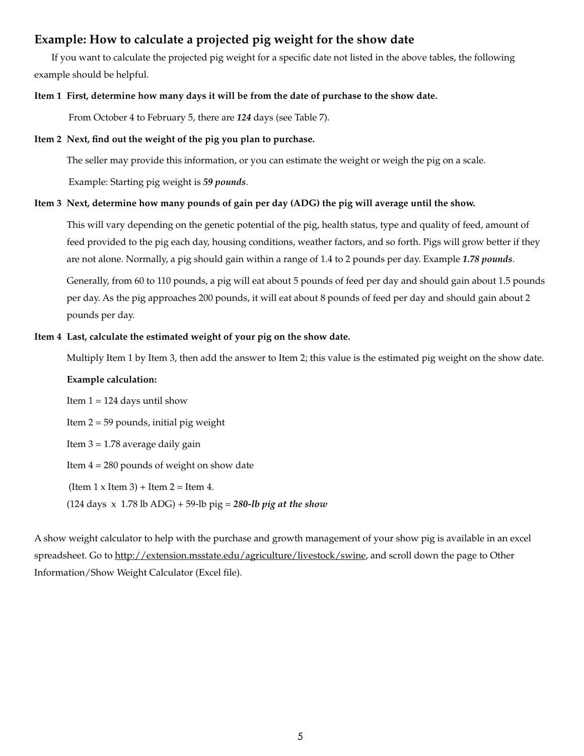## Example: How to calculate a projected pig weight for the show date

If you want to calculate the projected pig weight for a specific date not listed in the above tables, the following example should be helpful.

**Item 1 First, determine how many days it will be from the date of purchase to the show date.**

From October 4 to February 5, there are ***124*** days (see Table 7).

**Item 2 Next, find out the weight of the pig you plan to purchase.**

The seller may provide this information, or you can estimate the weight or weigh the pig on a scale.

Example: Starting pig weight is ***59 pounds***.

**Item 3 Next, determine how many pounds of gain per day (ADG) the pig will average until the show.**

This will vary depending on the genetic potential of the pig, health status, type and quality of feed, amount of feed provided to the pig each day, housing conditions, weather factors, and so forth. Pigs will grow better if they are not alone. Normally, a pig should gain within a range of 1.4 to 2 pounds per day. Example ***1.78 pounds***.

Generally, from 60 to 110 pounds, a pig will eat about 5 pounds of feed per day and should gain about 1.5 pounds per day. As the pig approaches 200 pounds, it will eat about 8 pounds of feed per day and should gain about 2 pounds per day.

**Item 4 Last, calculate the estimated weight of your pig on the show date.**

Multiply Item 1 by Item 3, then add the answer to Item 2; this value is the estimated pig weight on the show date.

**Example calculation:**

Item 1 = 124 days until show

Item 2 = 59 pounds, initial pig weight

Item 3 = 1.78 average daily gain

Item 4 = 280 pounds of weight on show date

(Item 1 x Item 3) + Item 2 = Item 4.

(124 days x 1.78 lb ADG) + 59-lb pig = ***280-lb pig at the show***

A show weight calculator to help with the purchase and growth management of your show pig is available in an excel spreadsheet. Go to http://extension.msstate.edu/agriculture/livestock/swine, and scroll down the page to Other Information/Show Weight Calculator (Excel file).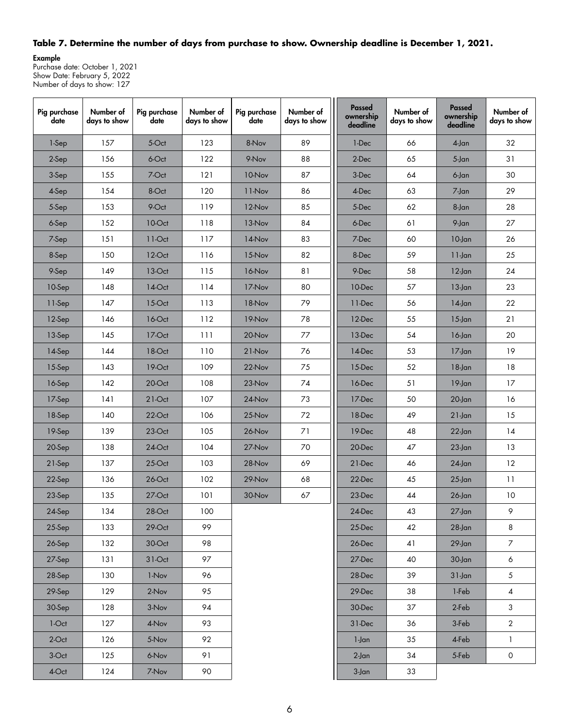**Table 7. Determine the number of days from purchase to show. Ownership deadline is December 1, 2021.**

**Example**
Purchase date: October 1, 2021
Show Date: February 5, 2022
Number of days to show: 127

| Pig purchase date | Number of days to show | Pig purchase date | Number of days to show | Pig purchase date | Number of days to show | Passed ownership deadline | Number of days to show | Passed ownership deadline | Number of days to show |
|---|---|---|---|---|---|---|---|---|---|
| 1-Sep | 157 | 5-Oct | 123 | 8-Nov | 89 | 1-Dec | 66 | 4-Jan | 32 |
| 2-Sep | 156 | 6-Oct | 122 | 9-Nov | 88 | 2-Dec | 65 | 5-Jan | 31 |
| 3-Sep | 155 | 7-Oct | 121 | 10-Nov | 87 | 3-Dec | 64 | 6-Jan | 30 |
| 4-Sep | 154 | 8-Oct | 120 | 11-Nov | 86 | 4-Dec | 63 | 7-Jan | 29 |
| 5-Sep | 153 | 9-Oct | 119 | 12-Nov | 85 | 5-Dec | 62 | 8-Jan | 28 |
| 6-Sep | 152 | 10-Oct | 118 | 13-Nov | 84 | 6-Dec | 61 | 9-Jan | 27 |
| 7-Sep | 151 | 11-Oct | 117 | 14-Nov | 83 | 7-Dec | 60 | 10-Jan | 26 |
| 8-Sep | 150 | 12-Oct | 116 | 15-Nov | 82 | 8-Dec | 59 | 11-Jan | 25 |
| 9-Sep | 149 | 13-Oct | 115 | 16-Nov | 81 | 9-Dec | 58 | 12-Jan | 24 |
| 10-Sep | 148 | 14-Oct | 114 | 17-Nov | 80 | 10-Dec | 57 | 13-Jan | 23 |
| 11-Sep | 147 | 15-Oct | 113 | 18-Nov | 79 | 11-Dec | 56 | 14-Jan | 22 |
| 12-Sep | 146 | 16-Oct | 112 | 19-Nov | 78 | 12-Dec | 55 | 15-Jan | 21 |
| 13-Sep | 145 | 17-Oct | 111 | 20-Nov | 77 | 13-Dec | 54 | 16-Jan | 20 |
| 14-Sep | 144 | 18-Oct | 110 | 21-Nov | 76 | 14-Dec | 53 | 17-Jan | 19 |
| 15-Sep | 143 | 19-Oct | 109 | 22-Nov | 75 | 15-Dec | 52 | 18-Jan | 18 |
| 16-Sep | 142 | 20-Oct | 108 | 23-Nov | 74 | 16-Dec | 51 | 19-Jan | 17 |
| 17-Sep | 141 | 21-Oct | 107 | 24-Nov | 73 | 17-Dec | 50 | 20-Jan | 16 |
| 18-Sep | 140 | 22-Oct | 106 | 25-Nov | 72 | 18-Dec | 49 | 21-Jan | 15 |
| 19-Sep | 139 | 23-Oct | 105 | 26-Nov | 71 | 19-Dec | 48 | 22-Jan | 14 |
| 20-Sep | 138 | 24-Oct | 104 | 27-Nov | 70 | 20-Dec | 47 | 23-Jan | 13 |
| 21-Sep | 137 | 25-Oct | 103 | 28-Nov | 69 | 21-Dec | 46 | 24-Jan | 12 |
| 22-Sep | 136 | 26-Oct | 102 | 29-Nov | 68 | 22-Dec | 45 | 25-Jan | 11 |
| 23-Sep | 135 | 27-Oct | 101 | 30-Nov | 67 | 23-Dec | 44 | 26-Jan | 10 |
| 24-Sep | 134 | 28-Oct | 100 | | | 24-Dec | 43 | 27-Jan | 9 |
| 25-Sep | 133 | 29-Oct | 99 | | | 25-Dec | 42 | 28-Jan | 8 |
| 26-Sep | 132 | 30-Oct | 98 | | | 26-Dec | 41 | 29-Jan | 7 |
| 27-Sep | 131 | 31-Oct | 97 | | | 27-Dec | 40 | 30-Jan | 6 |
| 28-Sep | 130 | 1-Nov | 96 | | | 28-Dec | 39 | 31-Jan | 5 |
| 29-Sep | 129 | 2-Nov | 95 | | | 29-Dec | 38 | 1-Feb | 4 |
| 30-Sep | 128 | 3-Nov | 94 | | | 30-Dec | 37 | 2-Feb | 3 |
| 1-Oct | 127 | 4-Nov | 93 | | | 31-Dec | 36 | 3-Feb | 2 |
| 2-Oct | 126 | 5-Nov | 92 | | | 1-Jan | 35 | 4-Feb | 1 |
| 3-Oct | 125 | 6-Nov | 91 | | | 2-Jan | 34 | 5-Feb | 0 |
| 4-Oct | 124 | 7-Nov | 90 | | | 3-Jan | 33 | | |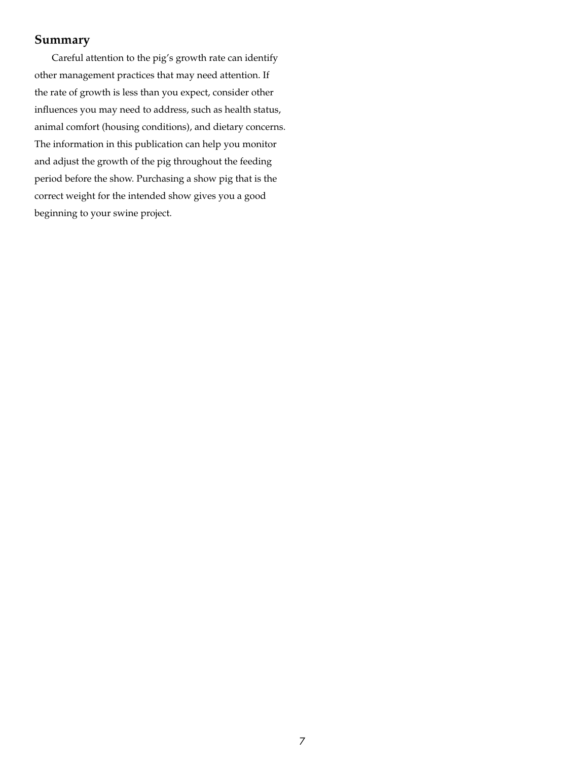## Summary

Careful attention to the pig's growth rate can identify other management practices that may need attention. If the rate of growth is less than you expect, consider other influences you may need to address, such as health status, animal comfort (housing conditions), and dietary concerns. The information in this publication can help you monitor and adjust the growth of the pig throughout the feeding period before the show. Purchasing a show pig that is the correct weight for the intended show gives you a good beginning to your swine project.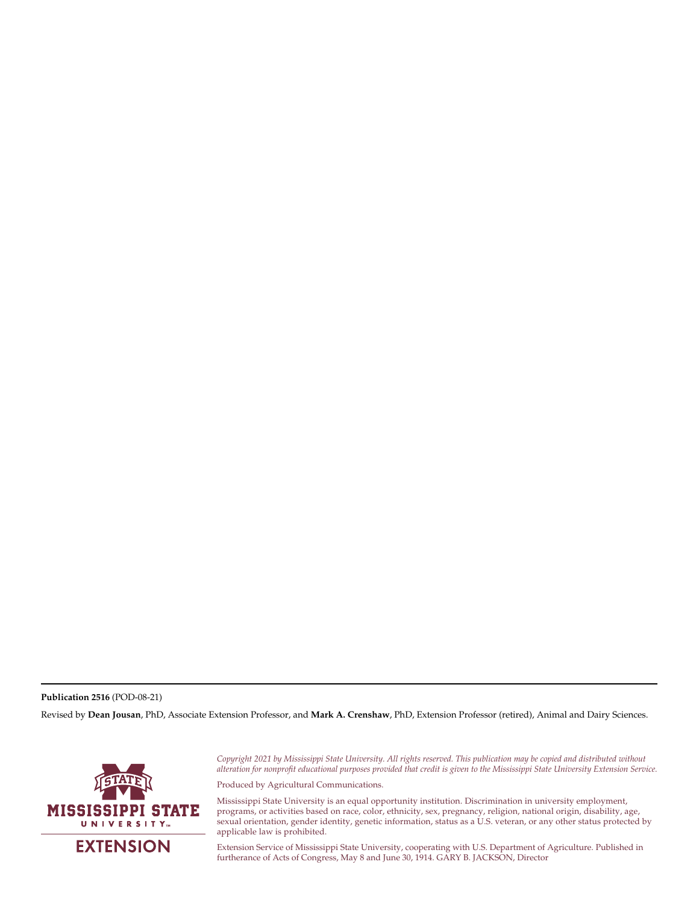**Publication 2516** (POD-08-21)

Revised by **Dean Jousan**, PhD, Associate Extension Professor, and **Mark A. Crenshaw**, PhD, Extension Professor (retired), Animal and Dairy Sciences.

MISSISSIPPI STATE UNIVERSITY

EXTENSION

*Copyright 2021 by Mississippi State University. All rights reserved. This publication may be copied and distributed without alteration for nonprofit educational purposes provided that credit is given to the Mississippi State University Extension Service.*

Produced by Agricultural Communications.

Mississippi State University is an equal opportunity institution. Discrimination in university employment, programs, or activities based on race, color, ethnicity, sex, pregnancy, religion, national origin, disability, age, sexual orientation, gender identity, genetic information, status as a U.S. veteran, or any other status protected by applicable law is prohibited.

Extension Service of Mississippi State University, cooperating with U.S. Department of Agriculture. Published in furtherance of Acts of Congress, May 8 and June 30, 1914. GARY B. JACKSON, Director